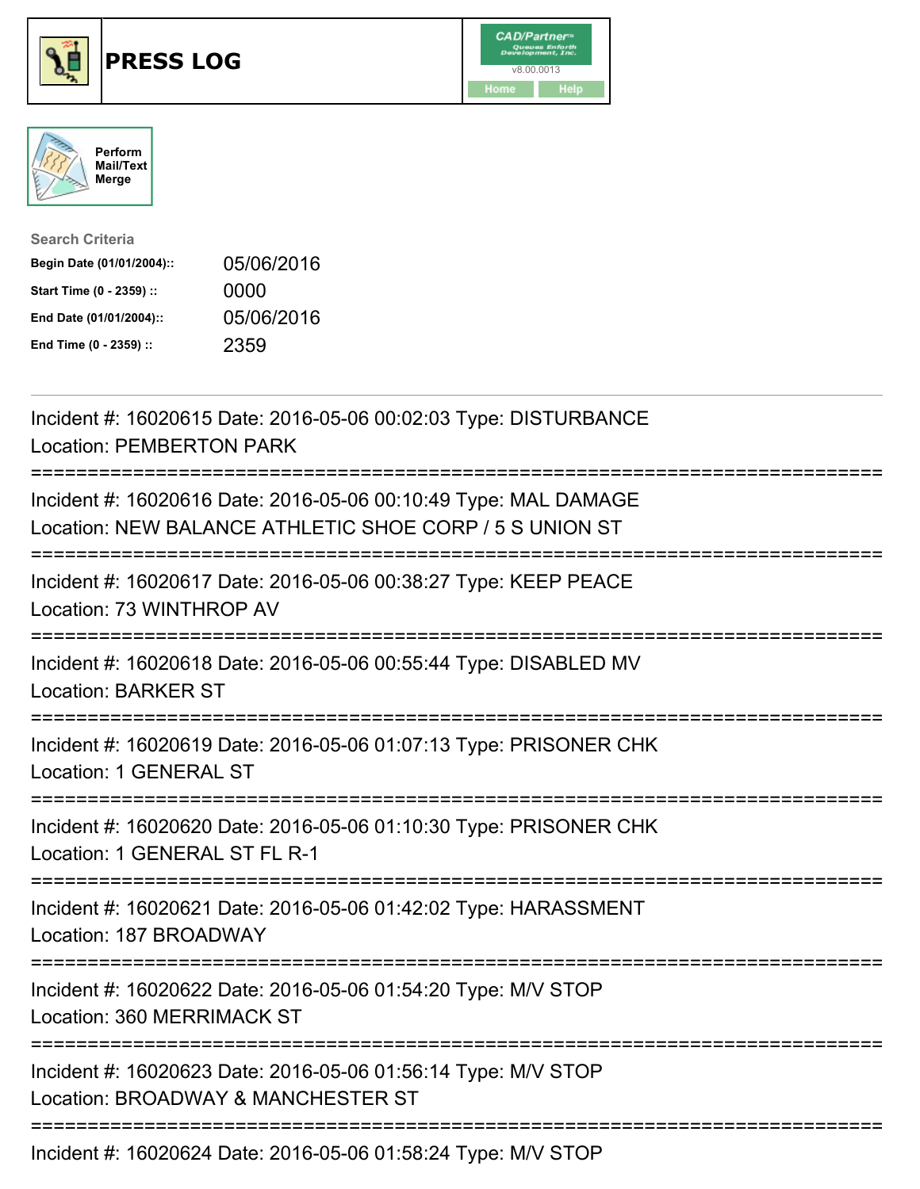# PRESS LOG

Perform Mail/Text Merge

**Search Criteria**

| | |
|---|---|
| **Begin Date (01/01/2004)::** | 05/06/2016 |
| **Start Time (0 - 2359) ::** | 0000 |
| **End Date (01/01/2004)::** | 05/06/2016 |
| **End Time (0 - 2359) ::** | 2359 |

---

Incident #: 16020615 Date: 2016-05-06 00:02:03 Type: DISTURBANCE
Location: PEMBERTON PARK

===========================================================================

Incident #: 16020616 Date: 2016-05-06 00:10:49 Type: MAL DAMAGE
Location: NEW BALANCE ATHLETIC SHOE CORP / 5 S UNION ST

===========================================================================

Incident #: 16020617 Date: 2016-05-06 00:38:27 Type: KEEP PEACE
Location: 73 WINTHROP AV

===========================================================================

Incident #: 16020618 Date: 2016-05-06 00:55:44 Type: DISABLED MV
Location: BARKER ST

===========================================================================

Incident #: 16020619 Date: 2016-05-06 01:07:13 Type: PRISONER CHK
Location: 1 GENERAL ST

===========================================================================

Incident #: 16020620 Date: 2016-05-06 01:10:30 Type: PRISONER CHK
Location: 1 GENERAL ST FL R-1

===========================================================================

Incident #: 16020621 Date: 2016-05-06 01:42:02 Type: HARASSMENT
Location: 187 BROADWAY

===========================================================================

Incident #: 16020622 Date: 2016-05-06 01:54:20 Type: M/V STOP
Location: 360 MERRIMACK ST

===========================================================================

Incident #: 16020623 Date: 2016-05-06 01:56:14 Type: M/V STOP
Location: BROADWAY & MANCHESTER ST

===========================================================================

Incident #: 16020624 Date: 2016-05-06 01:58:24 Type: M/V STOP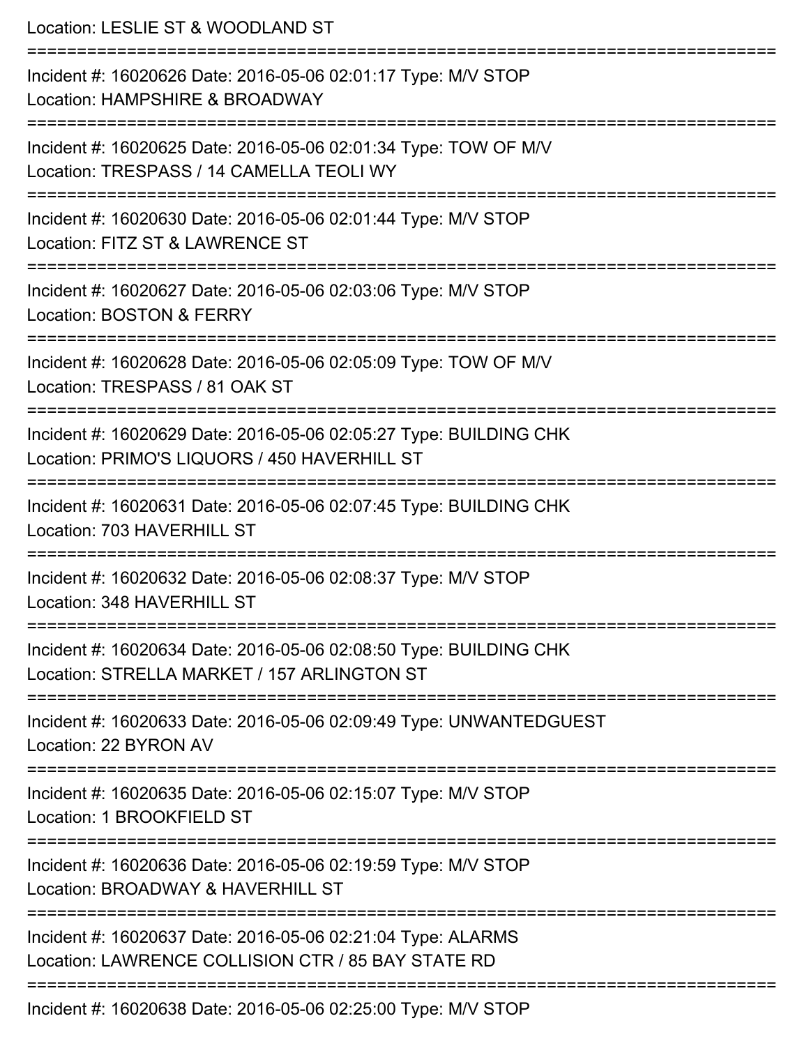Location: LESLIE ST & WOODLAND ST

===========================================================================

Incident #: 16020626 Date: 2016-05-06 02:01:17 Type: M/V STOP
Location: HAMPSHIRE & BROADWAY

===========================================================================

Incident #: 16020625 Date: 2016-05-06 02:01:34 Type: TOW OF M/V
Location: TRESPASS / 14 CAMELLA TEOLI WY

===========================================================================

Incident #: 16020630 Date: 2016-05-06 02:01:44 Type: M/V STOP
Location: FITZ ST & LAWRENCE ST

===========================================================================

Incident #: 16020627 Date: 2016-05-06 02:03:06 Type: M/V STOP
Location: BOSTON & FERRY

===========================================================================

Incident #: 16020628 Date: 2016-05-06 02:05:09 Type: TOW OF M/V
Location: TRESPASS / 81 OAK ST

===========================================================================

Incident #: 16020629 Date: 2016-05-06 02:05:27 Type: BUILDING CHK
Location: PRIMO'S LIQUORS / 450 HAVERHILL ST

===========================================================================

Incident #: 16020631 Date: 2016-05-06 02:07:45 Type: BUILDING CHK
Location: 703 HAVERHILL ST

===========================================================================

Incident #: 16020632 Date: 2016-05-06 02:08:37 Type: M/V STOP
Location: 348 HAVERHILL ST

===========================================================================

Incident #: 16020634 Date: 2016-05-06 02:08:50 Type: BUILDING CHK
Location: STRELLA MARKET / 157 ARLINGTON ST

===========================================================================

Incident #: 16020633 Date: 2016-05-06 02:09:49 Type: UNWANTEDGUEST
Location: 22 BYRON AV

===========================================================================

Incident #: 16020635 Date: 2016-05-06 02:15:07 Type: M/V STOP
Location: 1 BROOKFIELD ST

===========================================================================

Incident #: 16020636 Date: 2016-05-06 02:19:59 Type: M/V STOP
Location: BROADWAY & HAVERHILL ST

===========================================================================

Incident #: 16020637 Date: 2016-05-06 02:21:04 Type: ALARMS
Location: LAWRENCE COLLISION CTR / 85 BAY STATE RD

===========================================================================

Incident #: 16020638 Date: 2016-05-06 02:25:00 Type: M/V STOP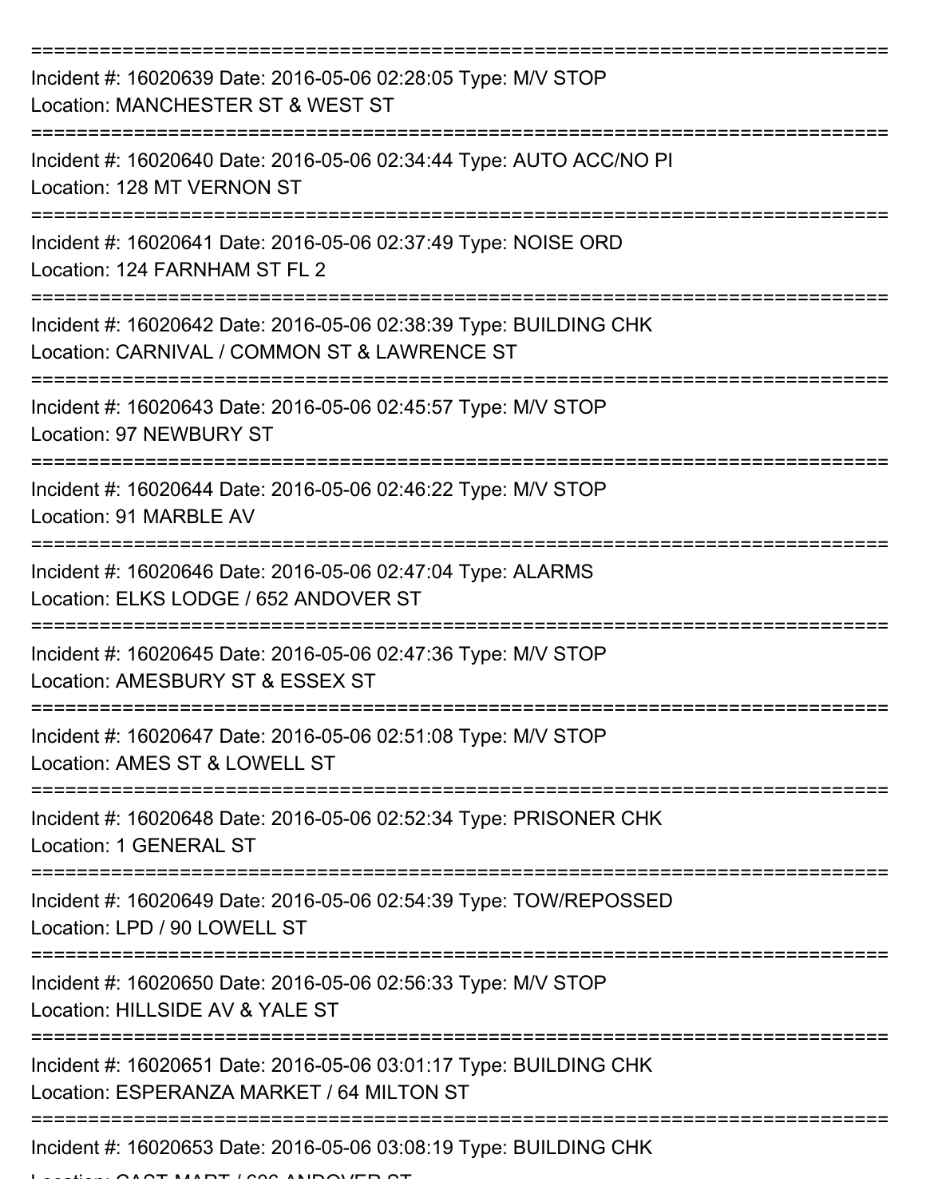===========================================================================

Incident #: 16020639 Date: 2016-05-06 02:28:05 Type: M/V STOP
Location: MANCHESTER ST & WEST ST

===========================================================================

Incident #: 16020640 Date: 2016-05-06 02:34:44 Type: AUTO ACC/NO PI
Location: 128 MT VERNON ST

===========================================================================

Incident #: 16020641 Date: 2016-05-06 02:37:49 Type: NOISE ORD
Location: 124 FARNHAM ST FL 2

===========================================================================

Incident #: 16020642 Date: 2016-05-06 02:38:39 Type: BUILDING CHK
Location: CARNIVAL / COMMON ST & LAWRENCE ST

===========================================================================

Incident #: 16020643 Date: 2016-05-06 02:45:57 Type: M/V STOP
Location: 97 NEWBURY ST

===========================================================================

Incident #: 16020644 Date: 2016-05-06 02:46:22 Type: M/V STOP
Location: 91 MARBLE AV

===========================================================================

Incident #: 16020646 Date: 2016-05-06 02:47:04 Type: ALARMS
Location: ELKS LODGE / 652 ANDOVER ST

===========================================================================

Incident #: 16020645 Date: 2016-05-06 02:47:36 Type: M/V STOP
Location: AMESBURY ST & ESSEX ST

===========================================================================

Incident #: 16020647 Date: 2016-05-06 02:51:08 Type: M/V STOP
Location: AMES ST & LOWELL ST

===========================================================================

Incident #: 16020648 Date: 2016-05-06 02:52:34 Type: PRISONER CHK
Location: 1 GENERAL ST

===========================================================================

Incident #: 16020649 Date: 2016-05-06 02:54:39 Type: TOW/REPOSSED
Location: LPD / 90 LOWELL ST

===========================================================================

Incident #: 16020650 Date: 2016-05-06 02:56:33 Type: M/V STOP
Location: HILLSIDE AV & YALE ST

===========================================================================

Incident #: 16020651 Date: 2016-05-06 03:01:17 Type: BUILDING CHK
Location: ESPERANZA MARKET / 64 MILTON ST

===========================================================================

Incident #: 16020653 Date: 2016-05-06 03:08:19 Type: BUILDING CHK
Location: CAST MART / 606 ANDOVER ST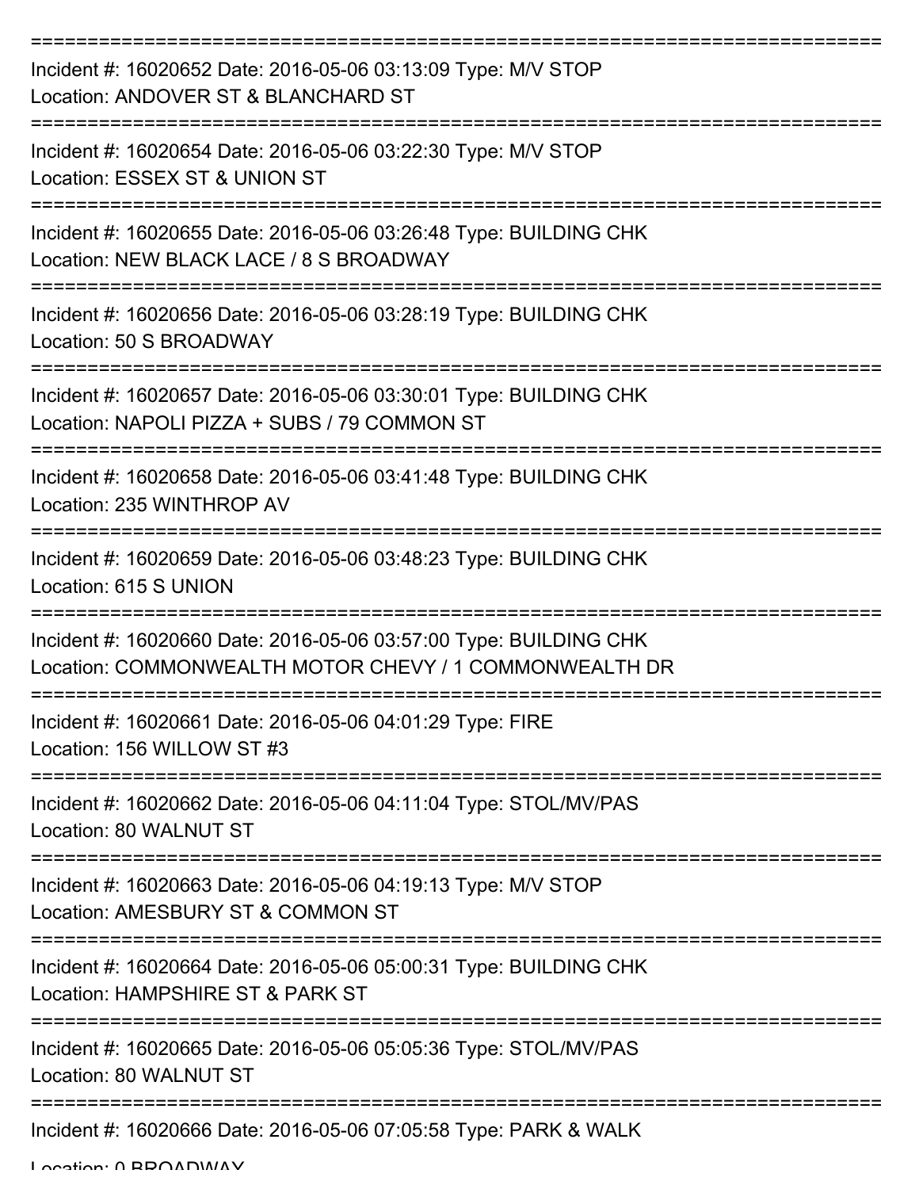===========================================================================

Incident #: 16020652 Date: 2016-05-06 03:13:09 Type: M/V STOP
Location: ANDOVER ST & BLANCHARD ST

===========================================================================

Incident #: 16020654 Date: 2016-05-06 03:22:30 Type: M/V STOP
Location: ESSEX ST & UNION ST

===========================================================================

Incident #: 16020655 Date: 2016-05-06 03:26:48 Type: BUILDING CHK
Location: NEW BLACK LACE / 8 S BROADWAY

===========================================================================

Incident #: 16020656 Date: 2016-05-06 03:28:19 Type: BUILDING CHK
Location: 50 S BROADWAY

===========================================================================

Incident #: 16020657 Date: 2016-05-06 03:30:01 Type: BUILDING CHK
Location: NAPOLI PIZZA + SUBS / 79 COMMON ST

===========================================================================

Incident #: 16020658 Date: 2016-05-06 03:41:48 Type: BUILDING CHK
Location: 235 WINTHROP AV

===========================================================================

Incident #: 16020659 Date: 2016-05-06 03:48:23 Type: BUILDING CHK
Location: 615 S UNION

===========================================================================

Incident #: 16020660 Date: 2016-05-06 03:57:00 Type: BUILDING CHK
Location: COMMONWEALTH MOTOR CHEVY / 1 COMMONWEALTH DR

===========================================================================

Incident #: 16020661 Date: 2016-05-06 04:01:29 Type: FIRE
Location: 156 WILLOW ST #3

===========================================================================

Incident #: 16020662 Date: 2016-05-06 04:11:04 Type: STOL/MV/PAS
Location: 80 WALNUT ST

===========================================================================

Incident #: 16020663 Date: 2016-05-06 04:19:13 Type: M/V STOP
Location: AMESBURY ST & COMMON ST

===========================================================================

Incident #: 16020664 Date: 2016-05-06 05:00:31 Type: BUILDING CHK
Location: HAMPSHIRE ST & PARK ST

===========================================================================

Incident #: 16020665 Date: 2016-05-06 05:05:36 Type: STOL/MV/PAS
Location: 80 WALNUT ST

===========================================================================

Incident #: 16020666 Date: 2016-05-06 07:05:58 Type: PARK & WALK
Location: 0 BROADWAY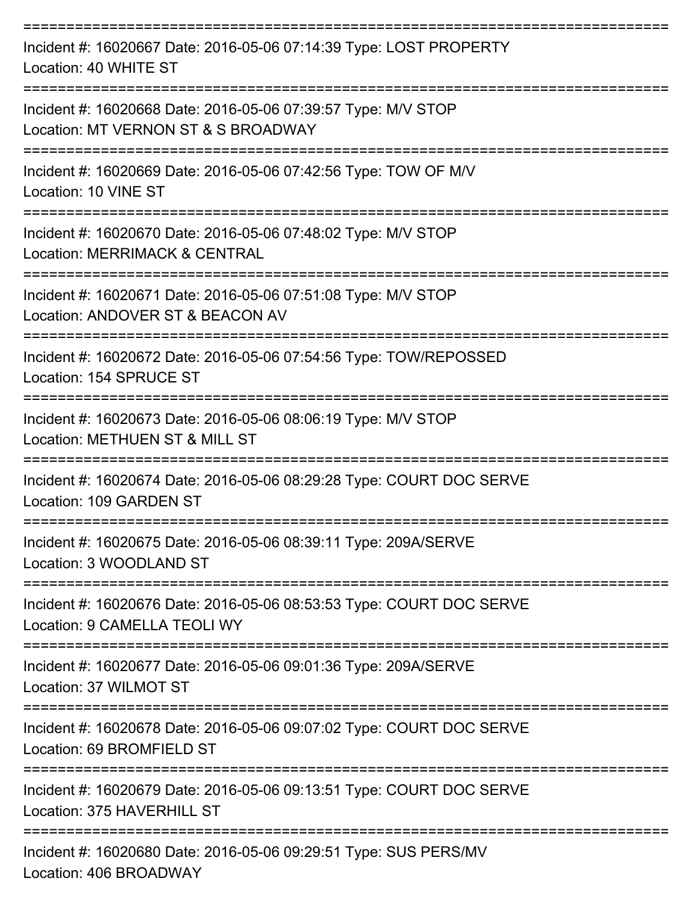===========================================================================
Incident #: 16020667 Date: 2016-05-06 07:14:39 Type: LOST PROPERTY
Location: 40 WHITE ST
===========================================================================
Incident #: 16020668 Date: 2016-05-06 07:39:57 Type: M/V STOP
Location: MT VERNON ST & S BROADWAY
===========================================================================
Incident #: 16020669 Date: 2016-05-06 07:42:56 Type: TOW OF M/V
Location: 10 VINE ST
===========================================================================
Incident #: 16020670 Date: 2016-05-06 07:48:02 Type: M/V STOP
Location: MERRIMACK & CENTRAL
===========================================================================
Incident #: 16020671 Date: 2016-05-06 07:51:08 Type: M/V STOP
Location: ANDOVER ST & BEACON AV
===========================================================================
Incident #: 16020672 Date: 2016-05-06 07:54:56 Type: TOW/REPOSSED
Location: 154 SPRUCE ST
===========================================================================
Incident #: 16020673 Date: 2016-05-06 08:06:19 Type: M/V STOP
Location: METHUEN ST & MILL ST
===========================================================================
Incident #: 16020674 Date: 2016-05-06 08:29:28 Type: COURT DOC SERVE
Location: 109 GARDEN ST
===========================================================================
Incident #: 16020675 Date: 2016-05-06 08:39:11 Type: 209A/SERVE
Location: 3 WOODLAND ST
===========================================================================
Incident #: 16020676 Date: 2016-05-06 08:53:53 Type: COURT DOC SERVE
Location: 9 CAMELLA TEOLI WY
===========================================================================
Incident #: 16020677 Date: 2016-05-06 09:01:36 Type: 209A/SERVE
Location: 37 WILMOT ST
===========================================================================
Incident #: 16020678 Date: 2016-05-06 09:07:02 Type: COURT DOC SERVE
Location: 69 BROMFIELD ST
===========================================================================
Incident #: 16020679 Date: 2016-05-06 09:13:51 Type: COURT DOC SERVE
Location: 375 HAVERHILL ST
===========================================================================
Incident #: 16020680 Date: 2016-05-06 09:29:51 Type: SUS PERS/MV
Location: 406 BROADWAY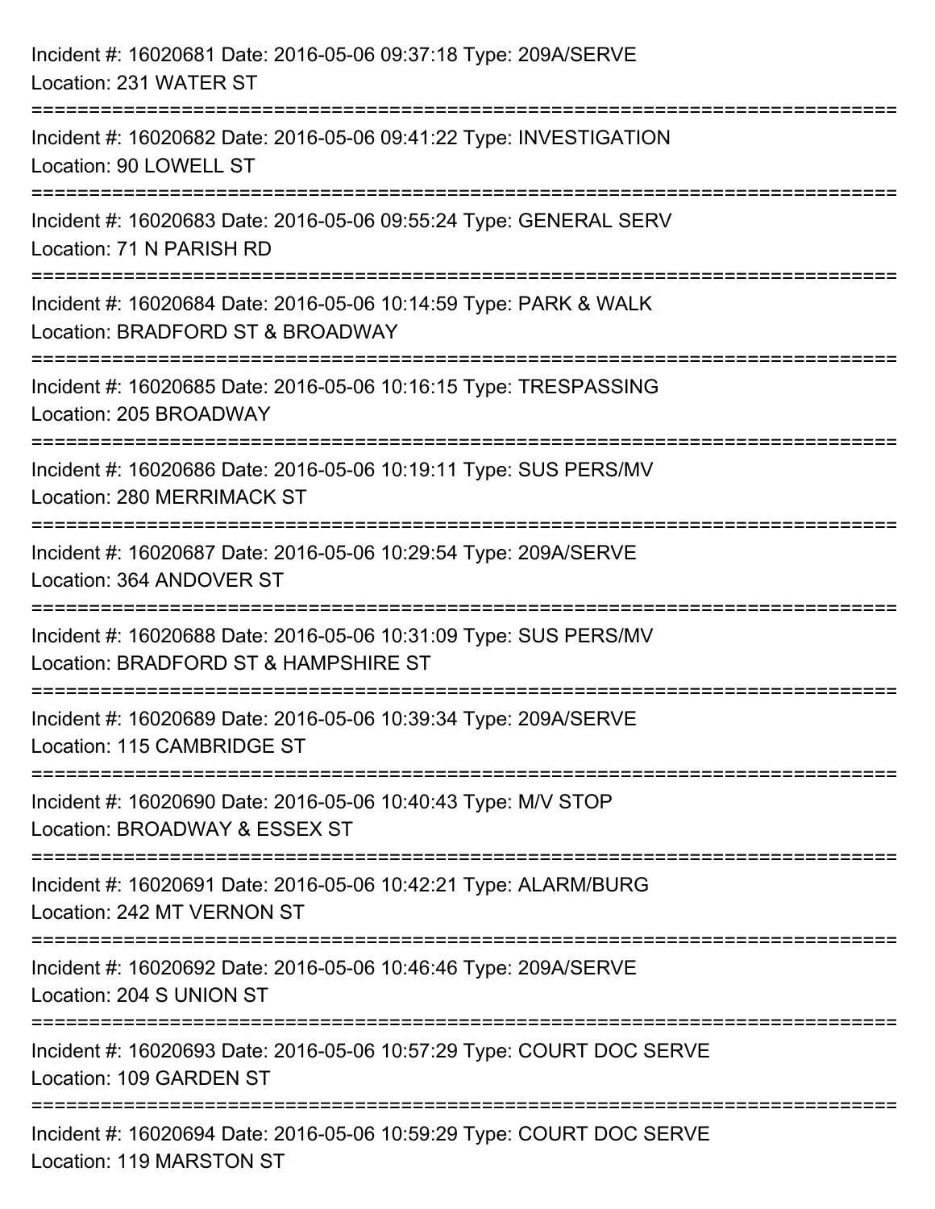Incident #: 16020681 Date: 2016-05-06 09:37:18 Type: 209A/SERVE
Location: 231 WATER ST

===========================================================================

Incident #: 16020682 Date: 2016-05-06 09:41:22 Type: INVESTIGATION
Location: 90 LOWELL ST

===========================================================================

Incident #: 16020683 Date: 2016-05-06 09:55:24 Type: GENERAL SERV
Location: 71 N PARISH RD

===========================================================================

Incident #: 16020684 Date: 2016-05-06 10:14:59 Type: PARK & WALK
Location: BRADFORD ST & BROADWAY

===========================================================================

Incident #: 16020685 Date: 2016-05-06 10:16:15 Type: TRESPASSING
Location: 205 BROADWAY

===========================================================================

Incident #: 16020686 Date: 2016-05-06 10:19:11 Type: SUS PERS/MV
Location: 280 MERRIMACK ST

===========================================================================

Incident #: 16020687 Date: 2016-05-06 10:29:54 Type: 209A/SERVE
Location: 364 ANDOVER ST

===========================================================================

Incident #: 16020688 Date: 2016-05-06 10:31:09 Type: SUS PERS/MV
Location: BRADFORD ST & HAMPSHIRE ST

===========================================================================

Incident #: 16020689 Date: 2016-05-06 10:39:34 Type: 209A/SERVE
Location: 115 CAMBRIDGE ST

===========================================================================

Incident #: 16020690 Date: 2016-05-06 10:40:43 Type: M/V STOP
Location: BROADWAY & ESSEX ST

===========================================================================

Incident #: 16020691 Date: 2016-05-06 10:42:21 Type: ALARM/BURG
Location: 242 MT VERNON ST

===========================================================================

Incident #: 16020692 Date: 2016-05-06 10:46:46 Type: 209A/SERVE
Location: 204 S UNION ST

===========================================================================

Incident #: 16020693 Date: 2016-05-06 10:57:29 Type: COURT DOC SERVE
Location: 109 GARDEN ST

===========================================================================

Incident #: 16020694 Date: 2016-05-06 10:59:29 Type: COURT DOC SERVE
Location: 119 MARSTON ST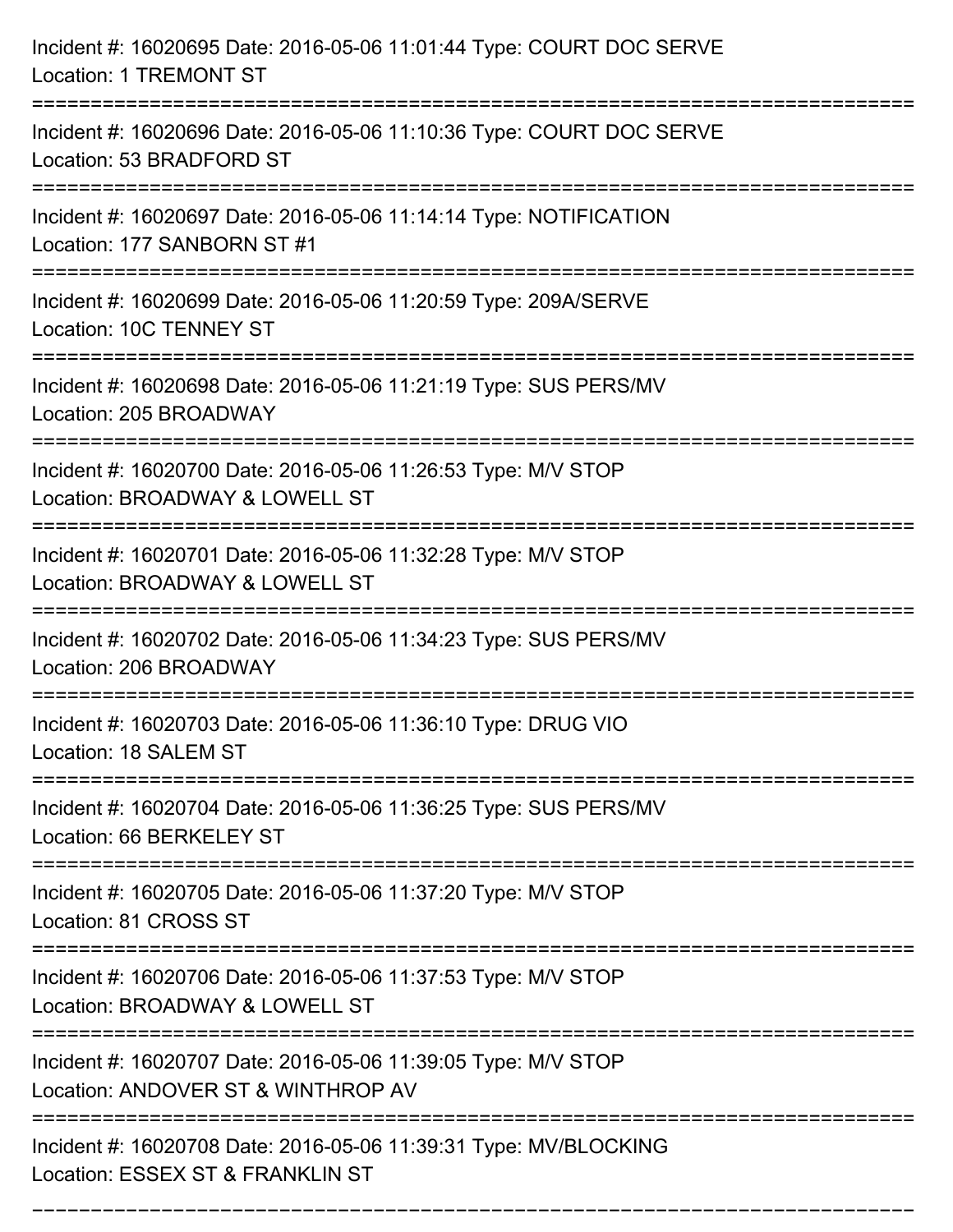Incident #: 16020695 Date: 2016-05-06 11:01:44 Type: COURT DOC SERVE
Location: 1 TREMONT ST

===========================================================================

Incident #: 16020696 Date: 2016-05-06 11:10:36 Type: COURT DOC SERVE
Location: 53 BRADFORD ST

===========================================================================

Incident #: 16020697 Date: 2016-05-06 11:14:14 Type: NOTIFICATION
Location: 177 SANBORN ST #1

===========================================================================

Incident #: 16020699 Date: 2016-05-06 11:20:59 Type: 209A/SERVE
Location: 10C TENNEY ST

===========================================================================

Incident #: 16020698 Date: 2016-05-06 11:21:19 Type: SUS PERS/MV
Location: 205 BROADWAY

===========================================================================

Incident #: 16020700 Date: 2016-05-06 11:26:53 Type: M/V STOP
Location: BROADWAY & LOWELL ST

===========================================================================

Incident #: 16020701 Date: 2016-05-06 11:32:28 Type: M/V STOP
Location: BROADWAY & LOWELL ST

===========================================================================

Incident #: 16020702 Date: 2016-05-06 11:34:23 Type: SUS PERS/MV
Location: 206 BROADWAY

===========================================================================

Incident #: 16020703 Date: 2016-05-06 11:36:10 Type: DRUG VIO
Location: 18 SALEM ST

===========================================================================

Incident #: 16020704 Date: 2016-05-06 11:36:25 Type: SUS PERS/MV
Location: 66 BERKELEY ST

===========================================================================

Incident #: 16020705 Date: 2016-05-06 11:37:20 Type: M/V STOP
Location: 81 CROSS ST

===========================================================================

Incident #: 16020706 Date: 2016-05-06 11:37:53 Type: M/V STOP
Location: BROADWAY & LOWELL ST

===========================================================================

Incident #: 16020707 Date: 2016-05-06 11:39:05 Type: M/V STOP
Location: ANDOVER ST & WINTHROP AV

===========================================================================

Incident #: 16020708 Date: 2016-05-06 11:39:31 Type: MV/BLOCKING
Location: ESSEX ST & FRANKLIN ST

===========================================================================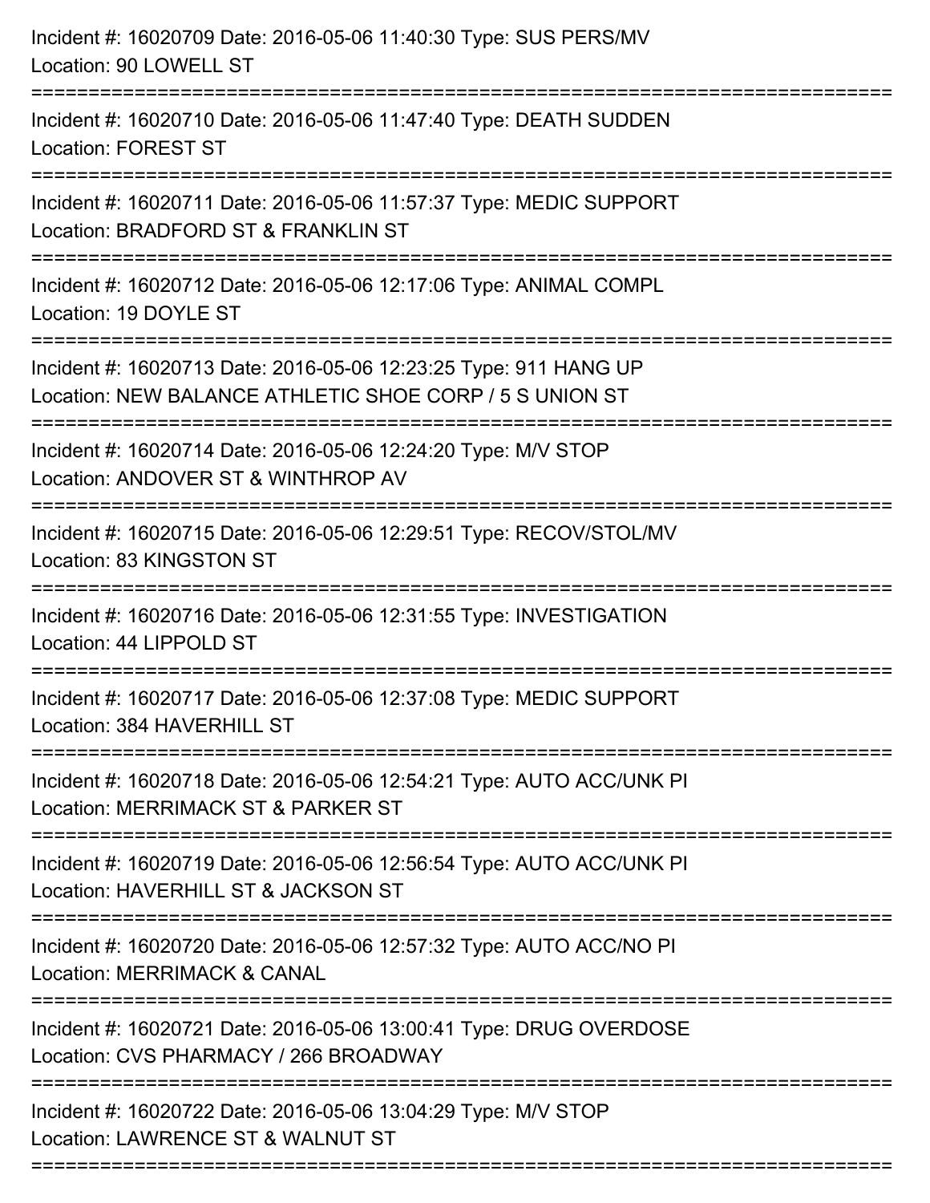Incident #: 16020709 Date: 2016-05-06 11:40:30 Type: SUS PERS/MV
Location: 90 LOWELL ST

===========================================================================

Incident #: 16020710 Date: 2016-05-06 11:47:40 Type: DEATH SUDDEN
Location: FOREST ST

===========================================================================

Incident #: 16020711 Date: 2016-05-06 11:57:37 Type: MEDIC SUPPORT
Location: BRADFORD ST & FRANKLIN ST

===========================================================================

Incident #: 16020712 Date: 2016-05-06 12:17:06 Type: ANIMAL COMPL
Location: 19 DOYLE ST

===========================================================================

Incident #: 16020713 Date: 2016-05-06 12:23:25 Type: 911 HANG UP
Location: NEW BALANCE ATHLETIC SHOE CORP / 5 S UNION ST

===========================================================================

Incident #: 16020714 Date: 2016-05-06 12:24:20 Type: M/V STOP
Location: ANDOVER ST & WINTHROP AV

===========================================================================

Incident #: 16020715 Date: 2016-05-06 12:29:51 Type: RECOV/STOL/MV
Location: 83 KINGSTON ST

===========================================================================

Incident #: 16020716 Date: 2016-05-06 12:31:55 Type: INVESTIGATION
Location: 44 LIPPOLD ST

===========================================================================

Incident #: 16020717 Date: 2016-05-06 12:37:08 Type: MEDIC SUPPORT
Location: 384 HAVERHILL ST

===========================================================================

Incident #: 16020718 Date: 2016-05-06 12:54:21 Type: AUTO ACC/UNK PI
Location: MERRIMACK ST & PARKER ST

===========================================================================

Incident #: 16020719 Date: 2016-05-06 12:56:54 Type: AUTO ACC/UNK PI
Location: HAVERHILL ST & JACKSON ST

===========================================================================

Incident #: 16020720 Date: 2016-05-06 12:57:32 Type: AUTO ACC/NO PI
Location: MERRIMACK & CANAL

===========================================================================

Incident #: 16020721 Date: 2016-05-06 13:00:41 Type: DRUG OVERDOSE
Location: CVS PHARMACY / 266 BROADWAY

===========================================================================

Incident #: 16020722 Date: 2016-05-06 13:04:29 Type: M/V STOP
Location: LAWRENCE ST & WALNUT ST

===========================================================================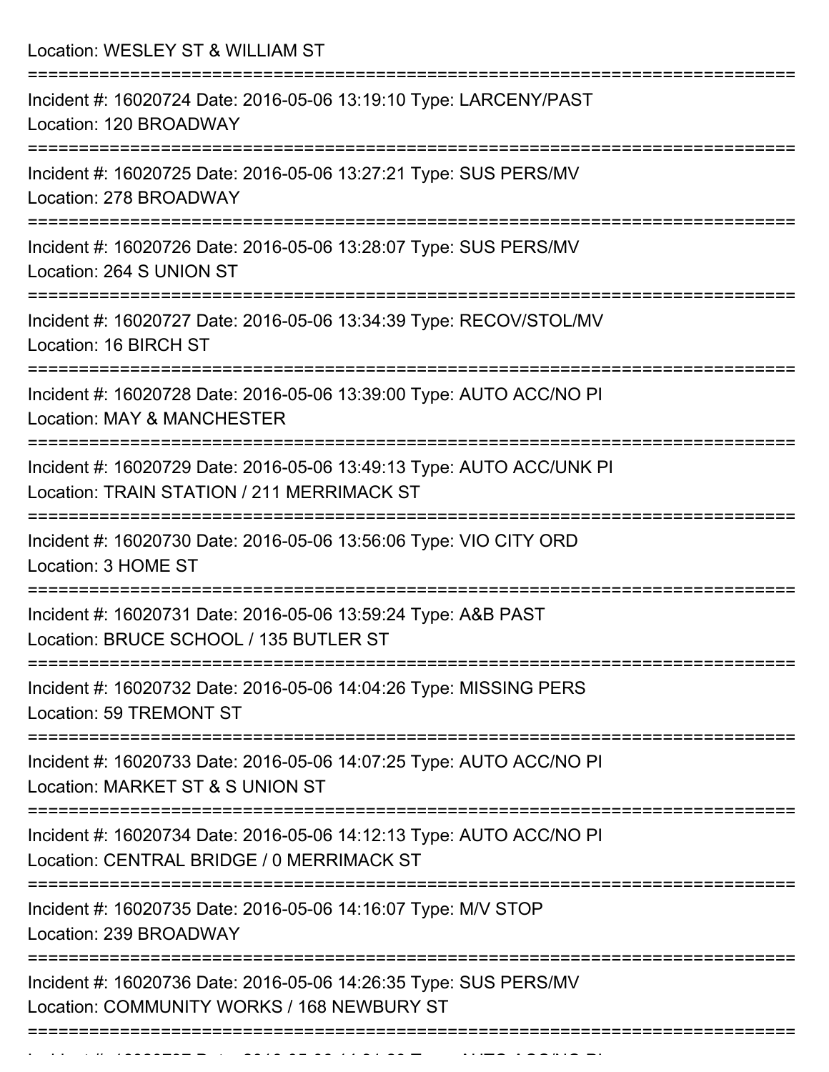Location: WESLEY ST & WILLIAM ST

===========================================================================

Incident #: 16020724 Date: 2016-05-06 13:19:10 Type: LARCENY/PAST
Location: 120 BROADWAY

===========================================================================

Incident #: 16020725 Date: 2016-05-06 13:27:21 Type: SUS PERS/MV
Location: 278 BROADWAY

===========================================================================

Incident #: 16020726 Date: 2016-05-06 13:28:07 Type: SUS PERS/MV
Location: 264 S UNION ST

===========================================================================

Incident #: 16020727 Date: 2016-05-06 13:34:39 Type: RECOV/STOL/MV
Location: 16 BIRCH ST

===========================================================================

Incident #: 16020728 Date: 2016-05-06 13:39:00 Type: AUTO ACC/NO PI
Location: MAY & MANCHESTER

===========================================================================

Incident #: 16020729 Date: 2016-05-06 13:49:13 Type: AUTO ACC/UNK PI
Location: TRAIN STATION / 211 MERRIMACK ST

===========================================================================

Incident #: 16020730 Date: 2016-05-06 13:56:06 Type: VIO CITY ORD
Location: 3 HOME ST

===========================================================================

Incident #: 16020731 Date: 2016-05-06 13:59:24 Type: A&B PAST
Location: BRUCE SCHOOL / 135 BUTLER ST

===========================================================================

Incident #: 16020732 Date: 2016-05-06 14:04:26 Type: MISSING PERS
Location: 59 TREMONT ST

===========================================================================

Incident #: 16020733 Date: 2016-05-06 14:07:25 Type: AUTO ACC/NO PI
Location: MARKET ST & S UNION ST

===========================================================================

Incident #: 16020734 Date: 2016-05-06 14:12:13 Type: AUTO ACC/NO PI
Location: CENTRAL BRIDGE / 0 MERRIMACK ST

===========================================================================

Incident #: 16020735 Date: 2016-05-06 14:16:07 Type: M/V STOP
Location: 239 BROADWAY

===========================================================================

Incident #: 16020736 Date: 2016-05-06 14:26:35 Type: SUS PERS/MV
Location: COMMUNITY WORKS / 168 NEWBURY ST

===========================================================================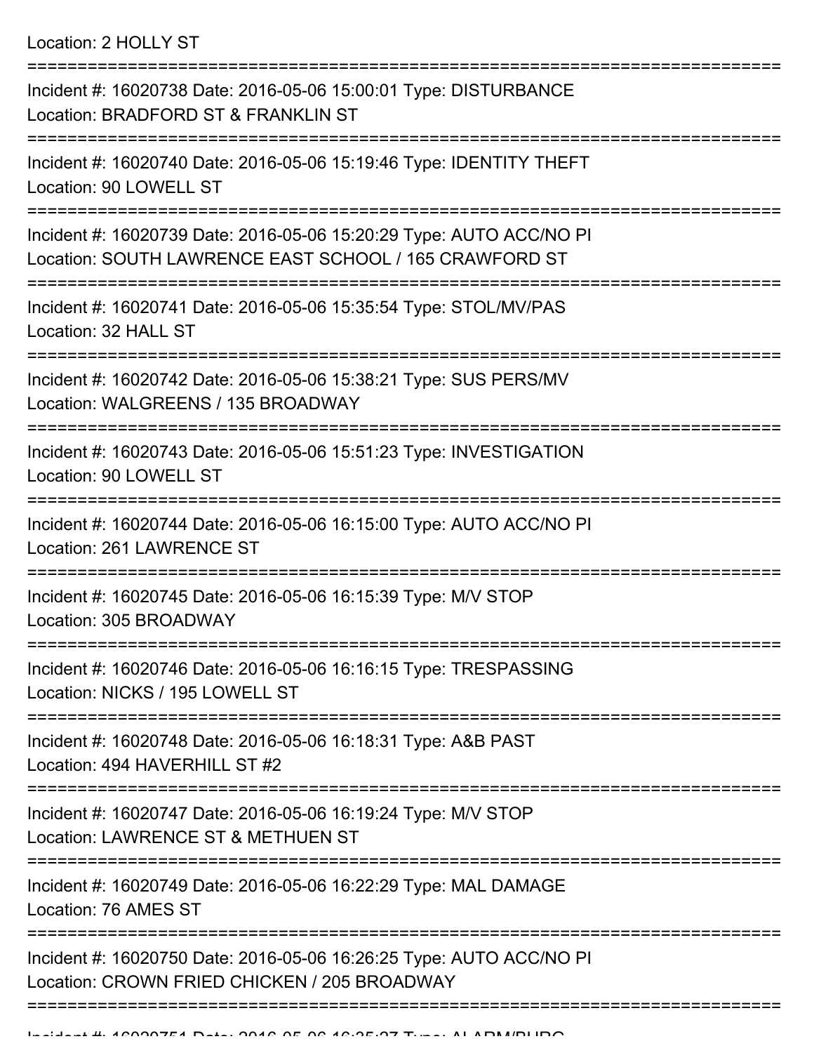Location: 2 HOLLY ST

===========================================================================

Incident #: 16020738 Date: 2016-05-06 15:00:01 Type: DISTURBANCE
Location: BRADFORD ST & FRANKLIN ST

===========================================================================

Incident #: 16020740 Date: 2016-05-06 15:19:46 Type: IDENTITY THEFT
Location: 90 LOWELL ST

===========================================================================

Incident #: 16020739 Date: 2016-05-06 15:20:29 Type: AUTO ACC/NO PI
Location: SOUTH LAWRENCE EAST SCHOOL / 165 CRAWFORD ST

===========================================================================

Incident #: 16020741 Date: 2016-05-06 15:35:54 Type: STOL/MV/PAS
Location: 32 HALL ST

===========================================================================

Incident #: 16020742 Date: 2016-05-06 15:38:21 Type: SUS PERS/MV
Location: WALGREENS / 135 BROADWAY

===========================================================================

Incident #: 16020743 Date: 2016-05-06 15:51:23 Type: INVESTIGATION
Location: 90 LOWELL ST

===========================================================================

Incident #: 16020744 Date: 2016-05-06 16:15:00 Type: AUTO ACC/NO PI
Location: 261 LAWRENCE ST

===========================================================================

Incident #: 16020745 Date: 2016-05-06 16:15:39 Type: M/V STOP
Location: 305 BROADWAY

===========================================================================

Incident #: 16020746 Date: 2016-05-06 16:16:15 Type: TRESPASSING
Location: NICKS / 195 LOWELL ST

===========================================================================

Incident #: 16020748 Date: 2016-05-06 16:18:31 Type: A&B PAST
Location: 494 HAVERHILL ST #2

===========================================================================

Incident #: 16020747 Date: 2016-05-06 16:19:24 Type: M/V STOP
Location: LAWRENCE ST & METHUEN ST

===========================================================================

Incident #: 16020749 Date: 2016-05-06 16:22:29 Type: MAL DAMAGE
Location: 76 AMES ST

===========================================================================

Incident #: 16020750 Date: 2016-05-06 16:26:25 Type: AUTO ACC/NO PI
Location: CROWN FRIED CHICKEN / 205 BROADWAY

===========================================================================

Incident #: 16020751 Date: 2016-05-06 16:35:27 Type: ALARM/BURG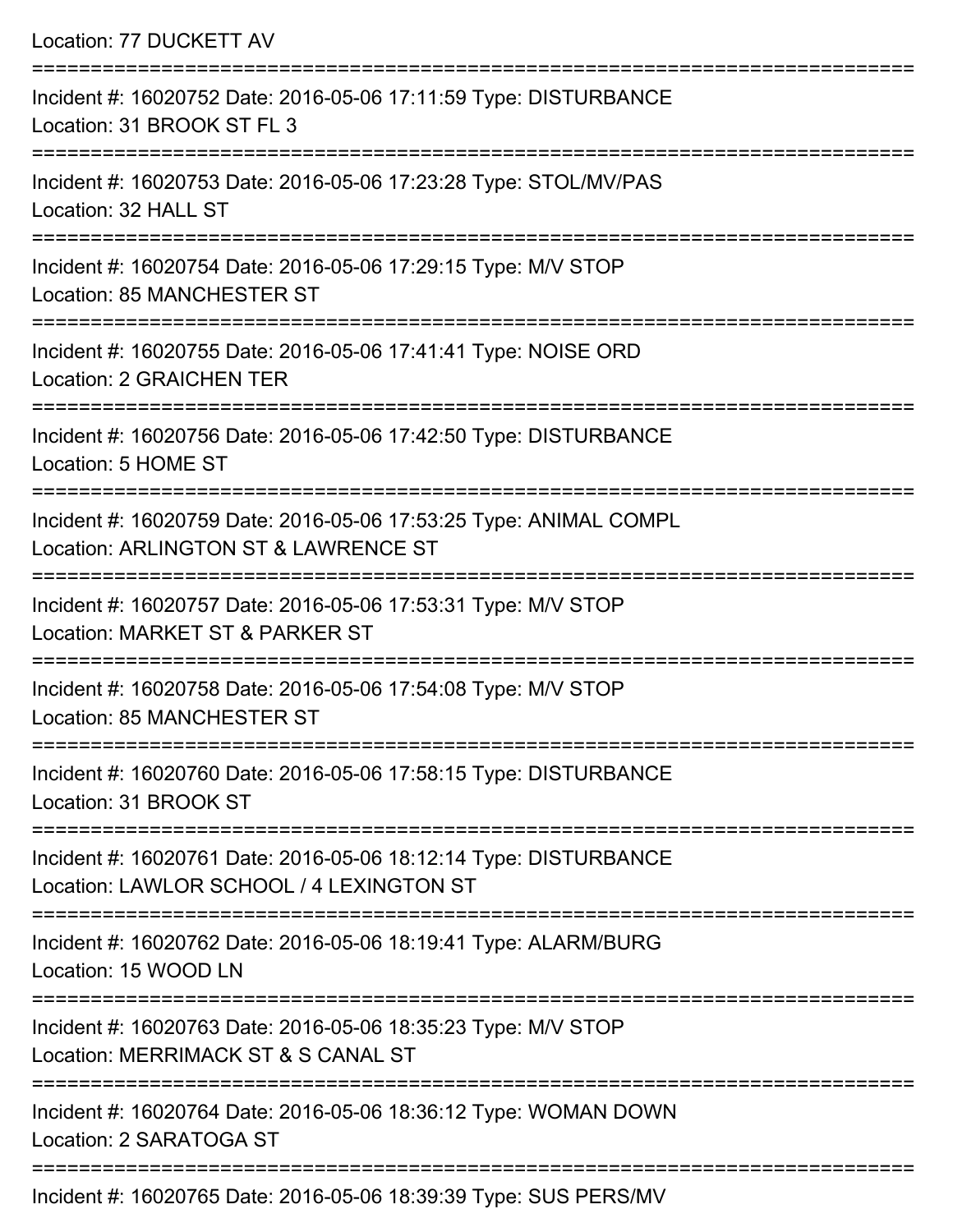Location: 77 DUCKETT AV

===========================================================================

Incident #: 16020752 Date: 2016-05-06 17:11:59 Type: DISTURBANCE
Location: 31 BROOK ST FL 3

===========================================================================

Incident #: 16020753 Date: 2016-05-06 17:23:28 Type: STOL/MV/PAS
Location: 32 HALL ST

===========================================================================

Incident #: 16020754 Date: 2016-05-06 17:29:15 Type: M/V STOP
Location: 85 MANCHESTER ST

===========================================================================

Incident #: 16020755 Date: 2016-05-06 17:41:41 Type: NOISE ORD
Location: 2 GRAICHEN TER

===========================================================================

Incident #: 16020756 Date: 2016-05-06 17:42:50 Type: DISTURBANCE
Location: 5 HOME ST

===========================================================================

Incident #: 16020759 Date: 2016-05-06 17:53:25 Type: ANIMAL COMPL
Location: ARLINGTON ST & LAWRENCE ST

===========================================================================

Incident #: 16020757 Date: 2016-05-06 17:53:31 Type: M/V STOP
Location: MARKET ST & PARKER ST

===========================================================================

Incident #: 16020758 Date: 2016-05-06 17:54:08 Type: M/V STOP
Location: 85 MANCHESTER ST

===========================================================================

Incident #: 16020760 Date: 2016-05-06 17:58:15 Type: DISTURBANCE
Location: 31 BROOK ST

===========================================================================

Incident #: 16020761 Date: 2016-05-06 18:12:14 Type: DISTURBANCE
Location: LAWLOR SCHOOL / 4 LEXINGTON ST

===========================================================================

Incident #: 16020762 Date: 2016-05-06 18:19:41 Type: ALARM/BURG
Location: 15 WOOD LN

===========================================================================

Incident #: 16020763 Date: 2016-05-06 18:35:23 Type: M/V STOP
Location: MERRIMACK ST & S CANAL ST

===========================================================================

Incident #: 16020764 Date: 2016-05-06 18:36:12 Type: WOMAN DOWN
Location: 2 SARATOGA ST

===========================================================================

Incident #: 16020765 Date: 2016-05-06 18:39:39 Type: SUS PERS/MV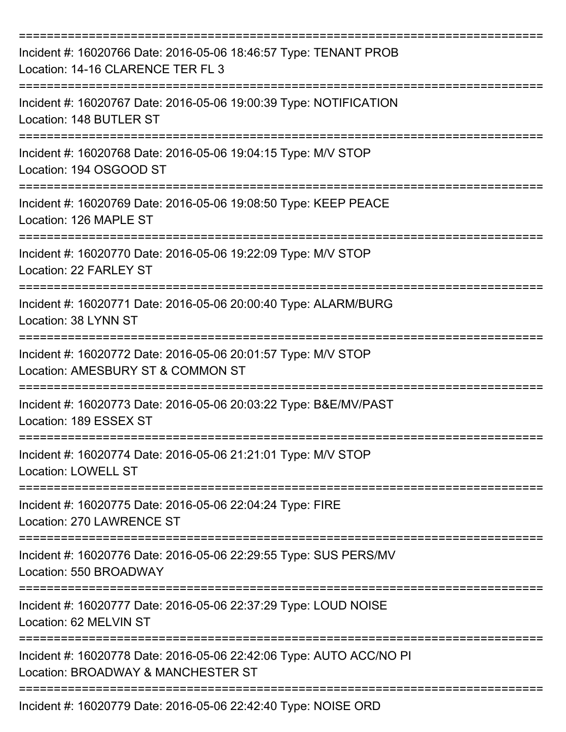===========================================================================

Incident #: 16020766 Date: 2016-05-06 18:46:57 Type: TENANT PROB
Location: 14-16 CLARENCE TER FL 3

===========================================================================

Incident #: 16020767 Date: 2016-05-06 19:00:39 Type: NOTIFICATION
Location: 148 BUTLER ST

===========================================================================

Incident #: 16020768 Date: 2016-05-06 19:04:15 Type: M/V STOP
Location: 194 OSGOOD ST

===========================================================================

Incident #: 16020769 Date: 2016-05-06 19:08:50 Type: KEEP PEACE
Location: 126 MAPLE ST

===========================================================================

Incident #: 16020770 Date: 2016-05-06 19:22:09 Type: M/V STOP
Location: 22 FARLEY ST

===========================================================================

Incident #: 16020771 Date: 2016-05-06 20:00:40 Type: ALARM/BURG
Location: 38 LYNN ST

===========================================================================

Incident #: 16020772 Date: 2016-05-06 20:01:57 Type: M/V STOP
Location: AMESBURY ST & COMMON ST

===========================================================================

Incident #: 16020773 Date: 2016-05-06 20:03:22 Type: B&E/MV/PAST
Location: 189 ESSEX ST

===========================================================================

Incident #: 16020774 Date: 2016-05-06 21:21:01 Type: M/V STOP
Location: LOWELL ST

===========================================================================

Incident #: 16020775 Date: 2016-05-06 22:04:24 Type: FIRE
Location: 270 LAWRENCE ST

===========================================================================

Incident #: 16020776 Date: 2016-05-06 22:29:55 Type: SUS PERS/MV
Location: 550 BROADWAY

===========================================================================

Incident #: 16020777 Date: 2016-05-06 22:37:29 Type: LOUD NOISE
Location: 62 MELVIN ST

===========================================================================

Incident #: 16020778 Date: 2016-05-06 22:42:06 Type: AUTO ACC/NO PI
Location: BROADWAY & MANCHESTER ST

===========================================================================

Incident #: 16020779 Date: 2016-05-06 22:42:40 Type: NOISE ORD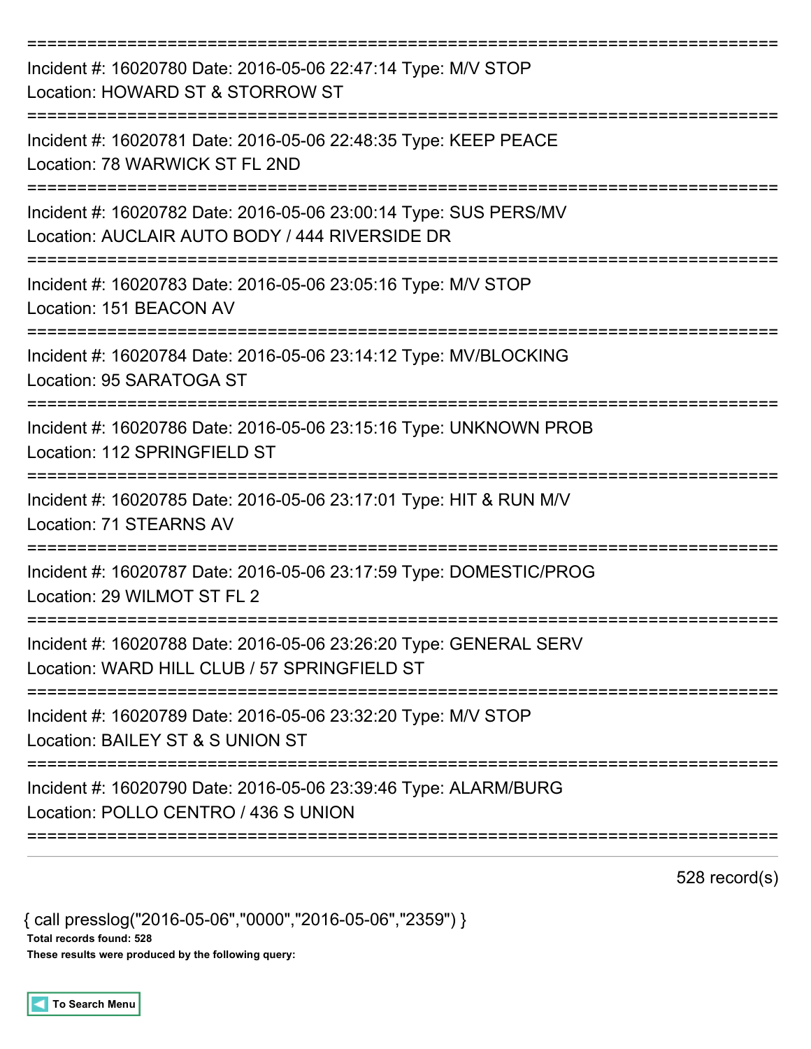Incident #: 16020780 Date: 2016-05-06 22:47:14 Type: M/V STOP
Location: HOWARD ST & STORROW ST

Incident #: 16020781 Date: 2016-05-06 22:48:35 Type: KEEP PEACE
Location: 78 WARWICK ST FL 2ND

Incident #: 16020782 Date: 2016-05-06 23:00:14 Type: SUS PERS/MV
Location: AUCLAIR AUTO BODY / 444 RIVERSIDE DR

Incident #: 16020783 Date: 2016-05-06 23:05:16 Type: M/V STOP
Location: 151 BEACON AV

Incident #: 16020784 Date: 2016-05-06 23:14:12 Type: MV/BLOCKING
Location: 95 SARATOGA ST

Incident #: 16020786 Date: 2016-05-06 23:15:16 Type: UNKNOWN PROB
Location: 112 SPRINGFIELD ST

Incident #: 16020785 Date: 2016-05-06 23:17:01 Type: HIT & RUN M/V
Location: 71 STEARNS AV

Incident #: 16020787 Date: 2016-05-06 23:17:59 Type: DOMESTIC/PROG
Location: 29 WILMOT ST FL 2

Incident #: 16020788 Date: 2016-05-06 23:26:20 Type: GENERAL SERV
Location: WARD HILL CLUB / 57 SPRINGFIELD ST

Incident #: 16020789 Date: 2016-05-06 23:32:20 Type: M/V STOP
Location: BAILEY ST & S UNION ST

Incident #: 16020790 Date: 2016-05-06 23:39:46 Type: ALARM/BURG
Location: POLLO CENTRO / 436 S UNION

528 record(s)

{ call presslog("2016-05-06","0000","2016-05-06","2359") }

**Total records found: 528**

**These results were produced by the following query:**

To Search Menu